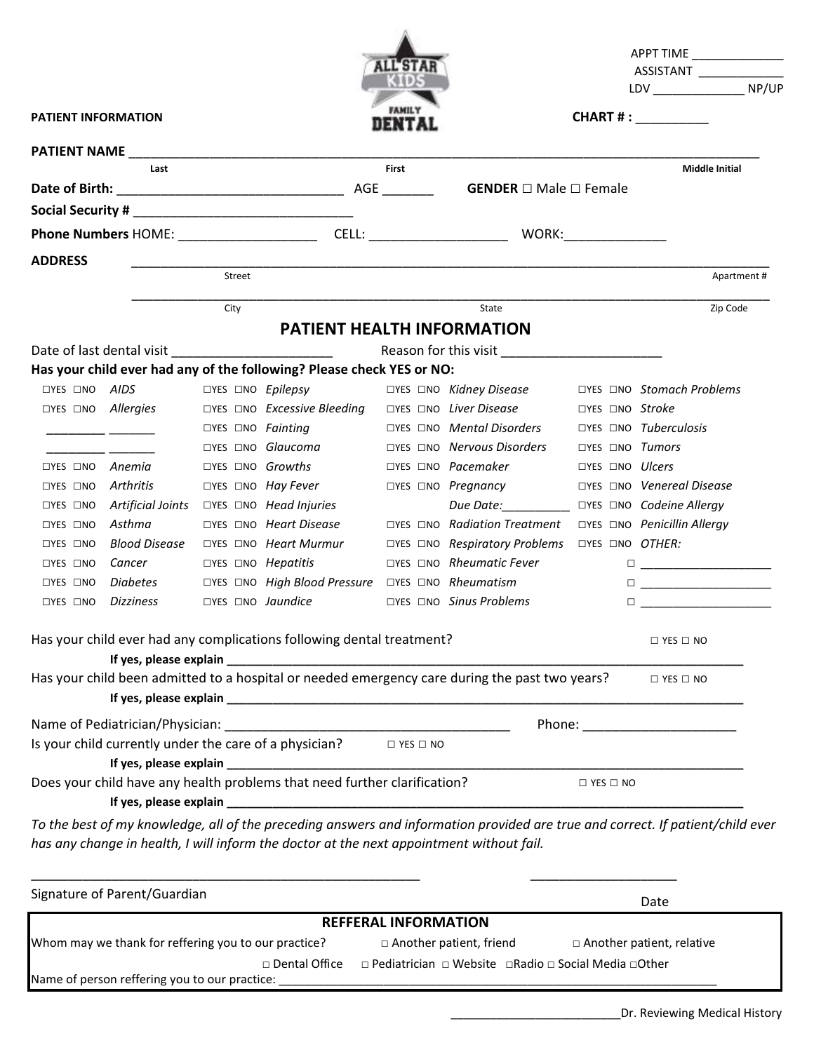APPT TIME _____________
ASSISTANT ____________
LDV _____________ NP/UP

ALL STAR KIDS FAMILY DENTAL

**PATIENT INFORMATION** **CHART # :** __________

**PATIENT NAME** ______________________________________________________________________
Last First Middle Initial

**Date of Birth:** ______________________________ AGE _______ **GENDER** □ Male □ Female

**Social Security #** ______________________________

**Phone Numbers** HOME: ___________________ CELL: ___________________ WORK:______________

**ADDRESS** ______________________________________________________________________
Street Apartment #

______________________________________________________________________
City State Zip Code

## PATIENT HEALTH INFORMATION

Date of last dental visit ______________________ Reason for this visit _______________________

**Has your child ever had any of the following? Please check YES or NO:**

| | | | | | | | |
|---|---|---|---|---|---|---|---|
| □YES □NO | *AIDS* | □YES □NO | *Epilepsy* | □YES □NO | *Kidney Disease* | □YES □NO | *Stomach Problems* |
| □YES □NO | *Allergies* | □YES □NO | *Excessive Bleeding* | □YES □NO | *Liver Disease* | □YES □NO | *Stroke* |
| ________ | _______ | □YES □NO | *Fainting* | □YES □NO | *Mental Disorders* | □YES □NO | *Tuberculosis* |
| ________ | _______ | □YES □NO | *Glaucoma* | □YES □NO | *Nervous Disorders* | □YES □NO | *Tumors* |
| □YES □NO | *Anemia* | □YES □NO | *Growths* | □YES □NO | *Pacemaker* | □YES □NO | *Ulcers* |
| □YES □NO | *Arthritis* | □YES □NO | *Hay Fever* | □YES □NO | *Pregnancy* | □YES □NO | *Venereal Disease* |
| □YES □NO | *Artificial Joints* | □YES □NO | *Head Injuries* | | *Due Date:__________* | □YES □NO | *Codeine Allergy* |
| □YES □NO | *Asthma* | □YES □NO | *Heart Disease* | □YES □NO | *Radiation Treatment* | □YES □NO | *Penicillin Allergy* |
| □YES □NO | *Blood Disease* | □YES □NO | *Heart Murmur* | □YES □NO | *Respiratory Problems* | □YES □NO | *OTHER:* |
| □YES □NO | *Cancer* | □YES □NO | *Hepatitis* | □YES □NO | *Rheumatic Fever* | □ | ____________________ |
| □YES □NO | *Diabetes* | □YES □NO | *High Blood Pressure* | □YES □NO | *Rheumatism* | □ | ____________________ |
| □YES □NO | *Dizziness* | □YES □NO | *Jaundice* | □YES □NO | *Sinus Problems* | □ | ____________________ |

Has your child ever had any complications following dental treatment? □ YES □ NO

**If yes, please explain** ____________________________________________________________

Has your child been admitted to a hospital or needed emergency care during the past two years? □ YES □ NO

**If yes, please explain** ____________________________________________________________

Name of Pediatrician/Physician: ________________________________________ Phone: _____________________

Is your child currently under the care of a physician? □ YES □ NO

**If yes, please explain** ____________________________________________________________

Does your child have any health problems that need further clarification? □ YES □ NO

**If yes, please explain** ____________________________________________________________

*To the best of my knowledge, all of the preceding answers and information provided are true and correct. If patient/child ever has any change in health, I will inform the doctor at the next appointment without fail.*

________________________________________________________ _____________________

Signature of Parent/Guardian Date

**REFFERAL INFORMATION**

Whom may we thank for reffering you to our practice? □ Another patient, friend □ Another patient, relative
□ Dental Office □ Pediatrician □ Website □Radio □ Social Media □Other

Name of person reffering you to our practice: _______________________________________________________________

__________________________Dr. Reviewing Medical History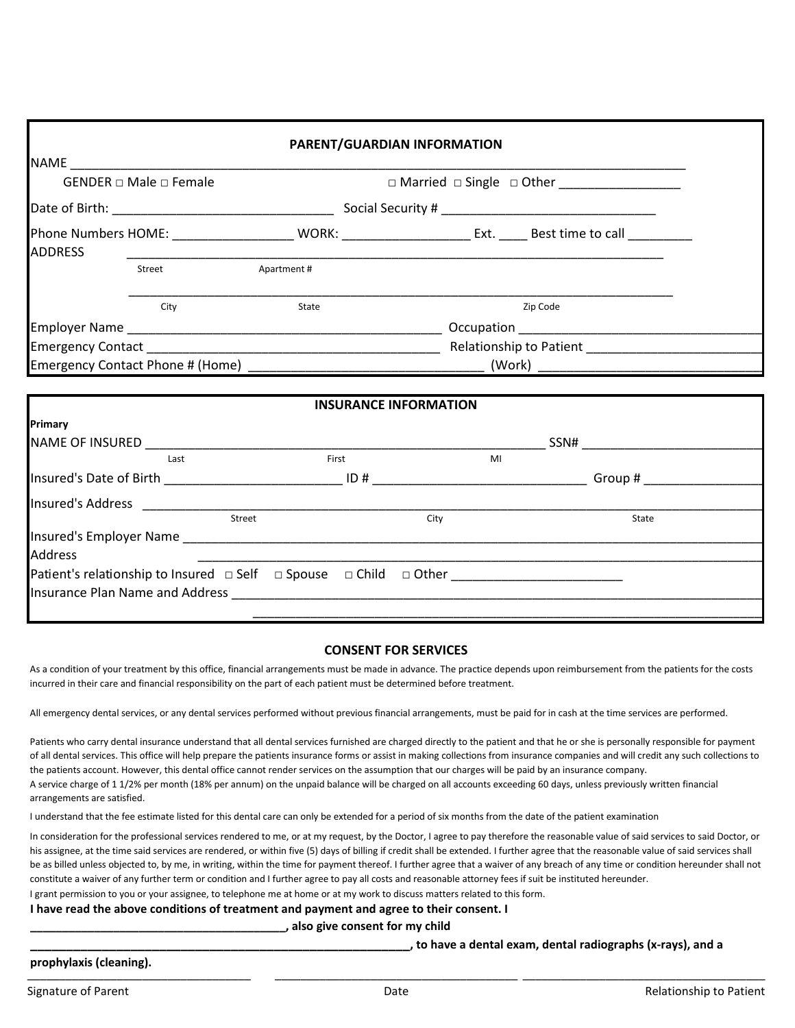## PARENT/GUARDIAN INFORMATION

NAME ___________________________________________________________________________

GENDER □ Male □ Female &nbsp;&nbsp;&nbsp;&nbsp; □ Married □ Single □ Other ________________

Date of Birth: ______________________________ Social Security # ______________________________

Phone Numbers HOME: ________________ WORK: _________________ Ext. ____ Best time to call _________

ADDRESS ___________________________________________________________________________

Street &nbsp;&nbsp;&nbsp;&nbsp; Apartment #

___________________________________________________________________________

City &nbsp;&nbsp;&nbsp;&nbsp; State &nbsp;&nbsp;&nbsp;&nbsp; Zip Code

Employer Name __________________________________________ Occupation _________________________________

Emergency Contact _______________________________________ Relationship to Patient _______________________

Emergency Contact Phone # (Home) _______________________________ (Work) _____________________________

## INSURANCE INFORMATION

**Primary**

NAME OF INSURED ______________________________________________________ SSN# _________________________

Last &nbsp;&nbsp;&nbsp;&nbsp; First &nbsp;&nbsp;&nbsp;&nbsp; MI

Insured's Date of Birth ________________________ ID # _____________________________ Group # ________________

Insured's Address ___________________________________________________________________________

Street &nbsp;&nbsp;&nbsp;&nbsp; City &nbsp;&nbsp;&nbsp;&nbsp; State

Insured's Employer Name ___________________________________________________________________________

Address ___________________________________________________________________________

Patient's relationship to Insured □ Self □ Spouse □ Child □ Other ______________________

Insurance Plan Name and Address ___________________________________________________________________________

___________________________________________________________________________

## CONSENT FOR SERVICES

As a condition of your treatment by this office, financial arrangements must be made in advance. The practice depends upon reimbursement from the patients for the costs incurred in their care and financial responsibility on the part of each patient must be determined before treatment.

All emergency dental services, or any dental services performed without previous financial arrangements, must be paid for in cash at the time services are performed.

Patients who carry dental insurance understand that all dental services furnished are charged directly to the patient and that he or she is personally responsible for payment of all dental services. This office will help prepare the patients insurance forms or assist in making collections from insurance companies and will credit any such collections to the patients account. However, this dental office cannot render services on the assumption that our charges will be paid by an insurance company.

A service charge of 1 1/2% per month (18% per annum) on the unpaid balance will be charged on all accounts exceeding 60 days, unless previously written financial arrangements are satisfied.

I understand that the fee estimate listed for this dental care can only be extended for a period of six months from the date of the patient examination

In consideration for the professional services rendered to me, or at my request, by the Doctor, I agree to pay therefore the reasonable value of said services to said Doctor, or his assignee, at the time said services are rendered, or within five (5) days of billing if credit shall be extended. I further agree that the reasonable value of said services shall be as billed unless objected to, by me, in writing, within the time for payment thereof. I further agree that a waiver of any breach of any time or condition hereunder shall not constitute a waiver of any further term or condition and I further agree to pay all costs and reasonable attorney fees if suit be instituted hereunder.

I grant permission to you or your assignee, to telephone me at home or at my work to discuss matters related to this form.

**I have read the above conditions of treatment and payment and agree to their consent. I**

**______________________________________, also give consent for my child**

**__________________________________________________________, to have a dental exam, dental radiographs (x-rays), and a prophylaxis (cleaning).**

__________________________________ &nbsp;&nbsp; ____________________________________ &nbsp;&nbsp; ____________________________________

Signature of Parent &nbsp;&nbsp;&nbsp;&nbsp; Date &nbsp;&nbsp;&nbsp;&nbsp; Relationship to Patient